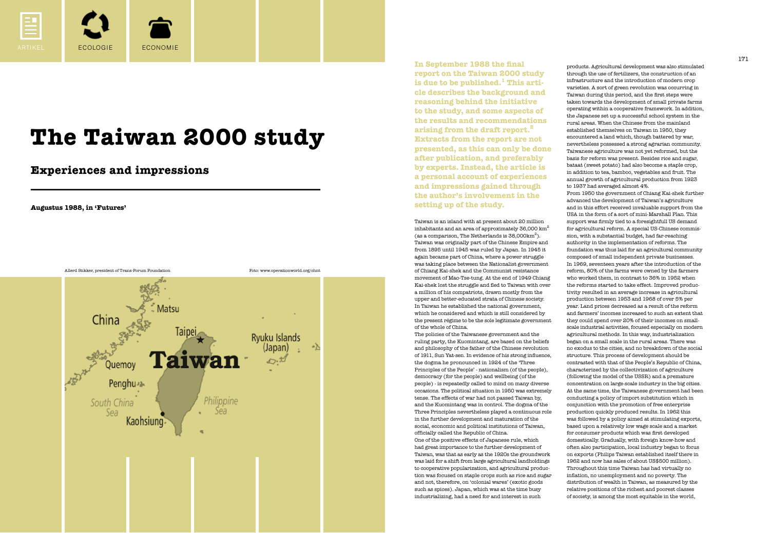ARTIKEL ECOLOGIE ECONOMIE

# The Taiwan 2000 study

## Experiences and impressions

**Augustus 1988, in 'Futures'**

Allerd Stikker, president of Trans-Forum Foundation

Foto: www.operationworld.org/chnt

**In September 1988 the final report on the Taiwan 2000 study is due to be published.[1] This article describes the background and reasoning behind the initiative to the study, and some aspects of the results and recommendations arising from the draft report.[2] Extracts from the report are not presented, as this can only be done after publication, and preferably by experts. Instead, the article is a personal account of experiences and impressions gained through the author's involvement in the setting up of the study.**

Taiwan is an island with at present about 20 million inhabitants and an area of approximately 36,000 km$^2$ (as a comparison, The Netherlands is 38,000km$^2$). Taiwan was originally part of the Chinese Empire and from 1895 until 1945 was ruled by Japan. In 1945 it again became part of China, where a power struggle was taking place between the Nationalist government of Chiang Kai-shek and the Communist resistance movement of Mao-Tse-tung. At the end of 1949 Chiang Kai-shek lost the struggle and fled to Taiwan with over a million of his compatriots, drawn mostly from the upper and better-educated strata of Chinese society. In Taiwan he established the national government, which he considered and which is still considered by the present régime to be the sole legitimate government of the whole of China.

The policies of the Taiwanese government and the ruling party, the Kuomintang, are based on the beliefs and philosophy of the father of the Chinese revolution of 1911, Sun Yat-sen. In evidence of his strong influence, the dogma he pronounced in 1924 of the 'Three Principles of the People' - nationalism (of the people), democracy (for the people) and wellbeing (of the people) - is repeatedly called to mind on many diverse occasions. The political situation in 1950 was extremely tense. The effects of war had not passed Taiwan by, and the Kuomintang was in control. The dogma of the Three Principles nevertheless played a continuous role in the further development and maturation of the social, economic and political institutions of Taiwan, officially called the Republic of China.

One of the positive effects of Japanese rule, which had great importance to the further development of Taiwan, was that as early as the 1920s the groundwork was laid for a shift from large agricultural landholdings to cooperative popularization, and agricultural production was focused on staple crops such as rice and sugar and not, therefore, on 'colonial wares' (exotic goods such as spices). Japan, which was at the time busy industrializing, had a need for and interest in such products. Agricultural development was also stimulated through the use of fertilizers, the construction of an infrastructure and the introduction of modern crop varieties. A sort of green revolution was occurring in Taiwan during this period, and the first steps were taken towards the development of small private farms operating within a cooperative framework. In addition, the Japanese set up a successful school system in the rural areas. When the Chinese from the mainland established themselves on Taiwan in 1950, they encountered a land which, though battered by war, nevertheless possessed a strong agrarian community. Taiwanese agriculture was not yet reformed, but the basis for reform was present. Besides rice and sugar, bataat (sweet potato) had also become a staple crop, in addition to tea, bamboo, vegetables and fruit. The annual growth of agricultural production from 1923 to 1937 had averaged almost 4%.

From 1950 the government of Chiang Kai-shek further advanced the development of Taiwan's agriculture and in this effort received invaluable support from the USA in the form of a sort of mini-Marshall Plan. This support was firmly tied to a foresightfull US demand for agricultural reform. A special US-Chinese commission, with a substantial budget, had far-reaching authority in the implementation of reforms. The foundation was thus laid for an agricultural community composed of small independent private businesses. In 1969, seventeen years after the introduction of the reform, 80% of the farms were owned by the farmers who worked them, in contrast to 36% in 1952 when the reforms started to take effect. Improved productivity resulted in an average increase in agricultural production between 1953 and 1968 of over 5% per year. Land prices decreased as a result of the reform and farmers' incomes increased to such an extent that they could spend over 20% of their incomes on small-scale industrial activities, focused especially on modern agricultural methods. In this way, industrialization began on a small scale in the rural areas. There was no exodus to the cities, and no breakdown of the social structure. This process of development should be contrasted with that of the People's Republic of China, characterized by the collectivization of agriculture (following the model of the USSR) and a premature concentration on large-scale industry in the big cities. At the same time, the Taiwanese government had been conducting a policy of import substitution which in conjunction with the promotion of free enterprise production quickly produced results. In 1962 this was followed by a policy aimed at stimulating exports, based upon a relatively low wage scale and a market for consumer products which was first developed domestically. Gradually, with foreign know-how and often also participation, local industry began to focus on exports (Philips Taiwan established itself there in 1962 and now has sales of about US$500 million). Throughout this time Taiwan has had virtually no inflation, no unemployment and no poverty. The distribution of wealth in Taiwan, as measured by the relative positions of the richest and poorest classes of society, is among the most equitable in the world,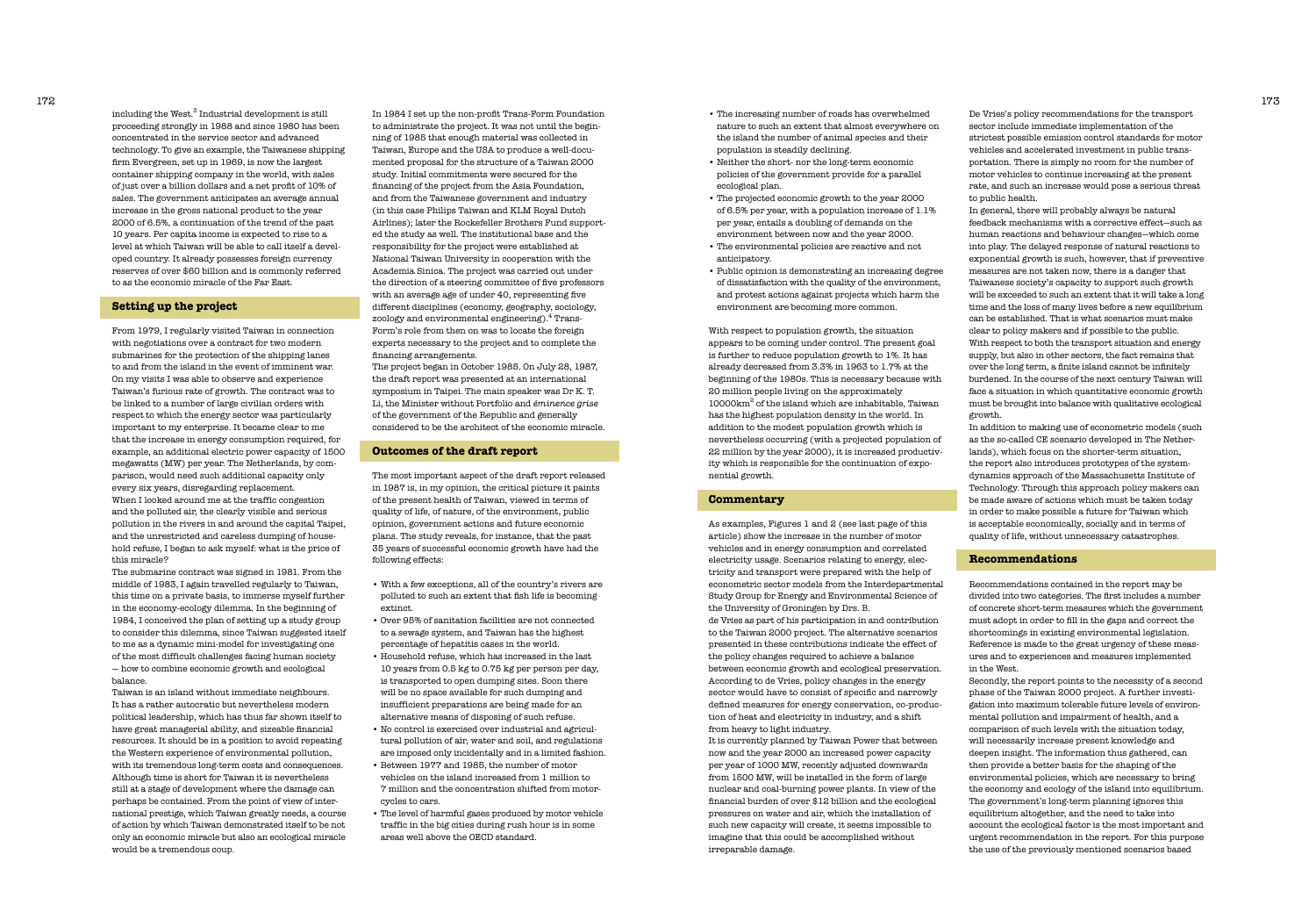including the West.[3] Industrial development is still proceeding strongly in 1988 and since 1980 has been concentrated in the service sector and advanced technology. To give an example, the Taiwanese shipping firm Evergreen, set up in 1969, is now the largest container shipping company in the world, with sales of just over a billion dollars and a net profit of 10% of sales. The government anticipates an average annual increase in the gross national product to the year 2000 of 6.5%, a continuation of the trend of the past 10 years. Per capita income is expected to rise to a level at which Taiwan will be able to call itself a developed country. It already possesses foreign currency reserves of over $60 billion and is commonly referred to as the economic miracle of the Far East.

## Setting up the project

From 1979, I regularly visited Taiwan in connection with negotiations over a contract for two modern submarines for the protection of the shipping lanes to and from the island in the event of imminent war. On my visits I was able to observe and experience Taiwan's furious rate of growth. The contract was to be linked to a number of large civilian orders with respect to which the energy sector was particularly important to my enterprise. It became clear to me that the increase in energy consumption required, for example, an additional electric power capacity of 1500 megawatts (MW) per year. The Netherlands, by comparison, would need such additional capacity only every six years, disregarding replacement.

When I looked around me at the traffic congestion and the polluted air, the clearly visible and serious pollution in the rivers in and around the capital Taipei, and the unrestricted and careless dumping of household refuse, I began to ask myself: what is the price of this miracle?

The submarine contract was signed in 1981. From the middle of 1983, I again travelled regularly to Taiwan, this time on a private basis, to immerse myself further in the economy-ecology dilemma. In the beginning of 1984, I conceived the plan of setting up a study group to consider this dilemma, since Taiwan suggested itself to me as a dynamic mini-model for investigating one of the most difficult challenges facing human society — how to combine economic growth and ecological balance.

Taiwan is an island without immediate neighbours. It has a rather autocratic but nevertheless modern political leadership, which has thus far shown itself to have great managerial ability, and sizeable financial resources. It should be in a position to avoid repeating the Western experience of environmental pollution, with its tremendous long-term costs and consequences. Although time is short for Taiwan it is nevertheless still at a stage of development where the damage can perhaps be contained. From the point of view of international prestige, which Taiwan greatly needs, a course of action by which Taiwan demonstrated itself to be not only an economic miracle but also an ecological miracle would be a tremendous coup.

In 1984 I set up the non-profit Trans-Form Foundation to administrate the project. It was not until the beginning of 1985 that enough material was collected in Taiwan, Europe and the USA to produce a well-documented proposal for the structure of a Taiwan 2000 study. Initial commitments were secured for the financing of the project from the Asia Foundation, and from the Taiwanese government and industry (in this case Philips Taiwan and KLM Royal Dutch Airlines); later the Rockefeller Brothers Fund supported the study as well. The institutional base and the responsibility for the project were established at National Taiwan University in cooperation with the Academia Sinica. The project was carried out under the direction of a steering committee of five professors with an average age of under 40, representing five different disciplines (economy, geography, sociology, zoology and environmental engineering).[4] Trans-Form's role from then on was to locate the foreign experts necessary to the project and to complete the financing arrangements.

The project began in October 1985. On July 28, 1987, the draft report was presented at an international symposium in Taipei. The main speaker was Dr K. T. Li, the Minister without Portfolio and *éminence grise* of the government of the Republic and generally considered to be the architect of the economic miracle.

## Outcomes of the draft report

The most important aspect of the draft report released in 1987 is, in my opinion, the critical picture it paints of the present health of Taiwan, viewed in terms of quality of life, of nature, of the environment, public opinion, government actions and future economic plans. The study reveals, for instance, that the past 35 years of successful economic growth have had the following effects:

- With a few exceptions, all of the country's rivers are polluted to such an extent that fish life is becoming extinct.
- Over 95% of sanitation facilities are not connected to a sewage system, and Taiwan has the highest percentage of hepatitis cases in the world.
- Household refuse, which has increased in the last 10 years from 0.5 kg to 0.75 kg per person per day, is transported to open dumping sites. Soon there will be no space available for such dumping and insufficient preparations are being made for an alternative means of disposing of such refuse.
- No control is exercised over industrial and agricultural pollution of air, water and soil, and regulations are imposed only incidentally and in a limited fashion.
- Between 1977 and 1985, the number of motor vehicles on the island increased from 1 million to 7 million and the concentration shifted from motorcycles to cars.
- The level of harmful gases produced by motor vehicle traffic in the big cities during rush hour is in some areas well above the OECD standard.
- The increasing number of roads has overwhelmed nature to such an extent that almost everywhere on the island the number of animal species and their population is steadily declining.
- Neither the short- nor the long-term economic policies of the government provide for a parallel ecological plan.
- The projected economic growth to the year 2000 of 6.5% per year, with a population increase of 1.1% per year, entails a doubling of demands on the environment between now and the year 2000.
- The environmental policies are reactive and not anticipatory.
- Public opinion is demonstrating an increasing degree of dissatisfaction with the quality of the environment, and protest actions against projects which harm the environment are becoming more common.

With respect to population growth, the situation appears to be coming under control. The present goal is further to reduce population growth to 1%. It has already decreased from 3.3% in 1963 to 1.7% at the beginning of the 1980s. This is necessary because with 20 million people living on the approximately 10000km$^2$ of the island which are inhabitable, Taiwan has the highest population density in the world. In addition to the modest population growth which is nevertheless occurring (with a projected population of 22 million by the year 2000), it is increased productivity which is responsible for the continuation of exponential growth.

## Commentary

As examples, Figures 1 and 2 (see last page of this article) show the increase in the number of motor vehicles and in energy consumption and correlated electricity usage. Scenarios relating to energy, electricity and transport were prepared with the help of econometric sector models from the Interdepartmental Study Group for Energy and Environmental Science of the University of Groningen by Drs. B. de Vries as part of his participation in and contribution to the Taiwan 2000 project. The alternative scenarios presented in these contributions indicate the effect of the policy changes required to achieve a balance between economic growth and ecological preservation. According to de Vries, policy changes in the energy sector would have to consist of specific and narrowly defined measures for energy conservation, co-production of heat and electricity in industry, and a shift from heavy to light industry.

It is currently planned by Taiwan Power that between now and the year 2000 an increased power capacity per year of 1000 MW, recently adjusted downwards from 1500 MW, will be installed in the form of large nuclear and coal-burning power plants. In view of the financial burden of over $12 billion and the ecological pressures on water and air, which the installation of such new capacity will create, it seems impossible to imagine that this could be accomplished without irreparable damage.

De Vries's policy recommendations for the transport sector include immediate implementation of the strictest possible emission control standards for motor vehicles and accelerated investment in public transportation. There is simply no room for the number of motor vehicles to continue increasing at the present rate, and such an increase would pose a serious threat to public health.

In general, there will probably always be natural feedback mechanisms with a corrective effect—such as human reactions and behaviour changes—which come into play. The delayed response of natural reactions to exponential growth is such, however, that if preventive measures are not taken now, there is a danger that Taiwanese society's capacity to support such growth will be exceeded to such an extent that it will take a long time and the loss of many lives before a new equilibrium can be established. That is what scenarios must make clear to policy makers and if possible to the public. With respect to both the transport situation and energy supply, but also in other sectors, the fact remains that over the long term, a finite island cannot be infinitely burdened. In the course of the next century Taiwan will face a situation in which quantitative economic growth must be brought into balance with qualitative ecological growth.

In addition to making use of econometric models (such as the so-called CE scenario developed in The Netherlands), which focus on the shorter-term situation, the report also introduces prototypes of the system-dynamics approach of the Massachusetts Institute of Technology. Through this approach policy makers can be made aware of actions which must be taken today in order to make possible a future for Taiwan which is acceptable economically, socially and in terms of quality of life, without unnecessary catastrophes.

## Recommendations

Recommendations contained in the report may be divided into two categories. The first includes a number of concrete short-term measures which the government must adopt in order to fill in the gaps and correct the shortcomings in existing environmental legislation. Reference is made to the great urgency of these measures and to experiences and measures implemented in the West.

Secondly, the report points to the necessity of a second phase of the Taiwan 2000 project. A further investigation into maximum tolerable future levels of environmental pollution and impairment of health, and a comparison of such levels with the situation today, will necessarily increase present knowledge and deepen insight. The information thus gathered, can then provide a better basis for the shaping of the environmental policies, which are necessary to bring the economy and ecology of the island into equilibrium. The government's long-term planning ignores this equilibrium altogether, and the need to take into account the ecological factor is the most important and urgent recommendation in the report. For this purpose the use of the previously mentioned scenarios based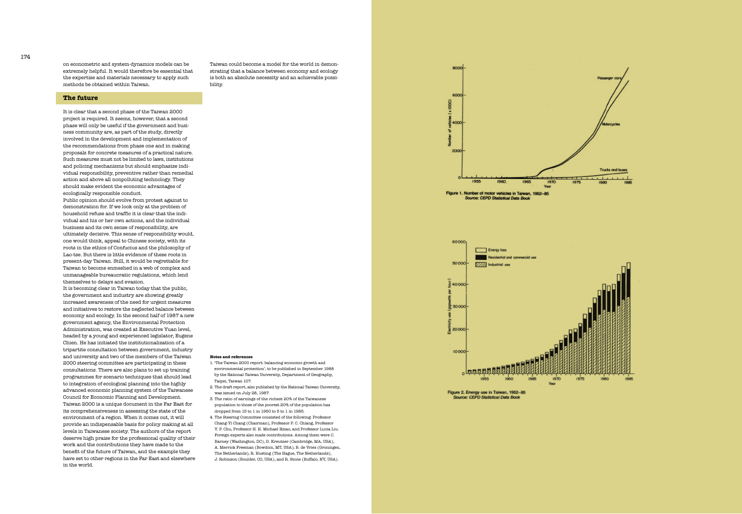on econometric and system-dynamics models can be extremely helpful. It would therefore be essential that the expertise and materials necessary to apply such methods be obtained within Taiwan.

## The future

It is clear that a second phase of the Taiwan 2000 project is required. It seems, however, that a second phase will only be useful if the government and business community are, as part of the study, directly involved in the development and implementation of the recommendations from phase one and in making proposals for concrete measures of a practical nature. Such measures must not be limited to laws, institutions and policing mechanisms but should emphasize individual responsibility, preventive rather than remedial action and above all nonpolluting technology. They should make evident the economic advantages of ecologically responsible conduct.

Public opinion should evolve from protest against to demonstration for. If we look only at the problem of household refuse and traffic it is clear that the individual and his or her own actions, and the individual business and its own sense of responsibility, are ultimately decisive. This sense of responsibility would, one would think, appeal to Chinese society, with its roots in the ethics of Confucius and the philosophy of Lao-tse. But there is little evidence of these roots in present-day Taiwan. Still, it would be regrettable for Taiwan to become enmeshed in a web of complex and unmanageable bureaucratic regulations, which lend themselves to delays and evasion.

It is becoming clear in Taiwan today that the public, the government and industry are showing greatly increased awareness of the need for urgent measures and initiatives to restore the neglected balance between economy and ecology. In the second half of 1987 a new government agency, the Environmental Protection Administration, was created at Executive Yuan level, headed by a young and experienced legislator, Eugene Chien. He has initiated the institutionalization of a tripartite consultation between government, industry and university and two of the members of the Taiwan 2000 steering committee are participating in these consultations. There are also plans to set up training programmes for scenario techniques that should lead to integration of ecological planning into the highly advanced economic planning system of the Taiwanese Council for Economic Planning and Development.

Taiwan 2000 is a unique document in the Far East for its comprehensiveness in assessing the state of the environment of a region. When it comes out, it will provide an indispensable basis for policy making at all levels in Taiwanese society. The authors of the report deserve high praise for the professional quality of their work and the contributions they have made to the benefit of the future of Taiwan, and the example they have set to other regions in the Far East and elsewhere in the world.

Taiwan could become a model for the world in demonstrating that a balance between economy and ecology is both an absolute necessity and an achievable possibility.

Number of vehicles (x 1000)
8000
6000
4000
2000
0
Passenger cars
Motorcycles
Trucks and buses
1955 1960 1965 1970 1975 1980 1985
Year

Figure 1. Number of motor vehicles in Taiwan, 1952–85
*Source: CEPD Statistical Data Book*

Electricity use (gigawatts per hour)
60000
50000
40000
30000
20000
10000
0
Energy loss
Residential and commercial use
Industrial use
1955 1960 1965 1970 1975 1980 1985
Year

Figure 2. Energy use in Taiwan, 1952–85
*Source: CEPD Statistical Data Book*

**Notes and references**

1. 'The Taiwan 2000 report: balancing economic growth and environmental protection', to be published in September 1988 by the National Taiwan University, Department of Geography, Taipei, Taiwan 107.
2. The draft report, also published by the National Taiwan University, was issued on July 28, 1987.
3. The ratio of earnings of the richest 20% of the Taiwanese population to those of the poorest 20% of the population has dropped from 15 to 1 in 1950 to 5 to 1 in 1985.
4. The Steering Committee consisted of the following: Professor Chang-Yi Chang (Chairman), Professor P. C. Chiang, Professor Y. P. Chu, Professor H. H. Michael Hsiao, and Professor Lucia Liu. Foreign experts also made contributions. Among them were C. Barney (Washington, DC), D. Kreutzer (Cambridge, MA, USA), A. Merrick Freeman (Bowdoin, MT, USA), B. de Vries (Groningen, The Netherlands), R. Hueting (The Hague, The Netherlands), J. Robinson (Boulder, CO, USA), and R. Stone (Buffalo, NY, USA).